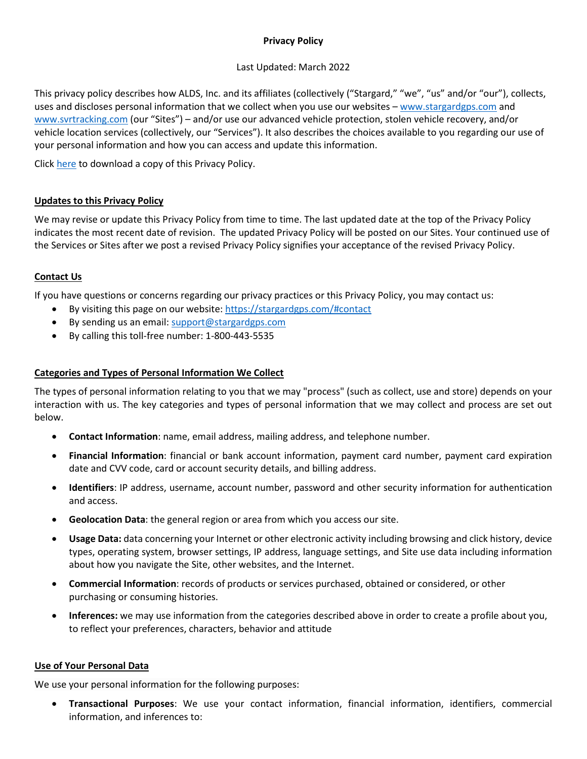# Privacy Policy

Last Updated: March 2022

This privacy policy describes how ALDS, Inc. and its affiliates (collectively ("Stargard," "we", "us" and/or "our"), collects, uses and discloses personal information that we collect when you use our websites – www.stargardgps.com and www.svrtracking.com (our "Sites") – and/or use our advanced vehicle protection, stolen vehicle recovery, and/or vehicle location services (collectively, our "Services"). It also describes the choices available to you regarding our use of your personal information and how you can access and update this information.

Click here to download a copy of this Privacy Policy.

## Updates to this Privacy Policy

We may revise or update this Privacy Policy from time to time. The last updated date at the top of the Privacy Policy indicates the most recent date of revision. The updated Privacy Policy will be posted on our Sites. Your continued use of the Services or Sites after we post a revised Privacy Policy signifies your acceptance of the revised Privacy Policy.

## Contact Us

If you have questions or concerns regarding our privacy practices or this Privacy Policy, you may contact us:

- By visiting this page on our website: https://stargardgps.com/#contact
- By sending us an email: support@stargardgps.com
- By calling this toll-free number: 1-800-443-5535

## Categories and Types of Personal Information We Collect

The types of personal information relating to you that we may "process" (such as collect, use and store) depends on your interaction with us. The key categories and types of personal information that we may collect and process are set out below.

- **Contact Information**: name, email address, mailing address, and telephone number.
- **Financial Information**: financial or bank account information, payment card number, payment card expiration date and CVV code, card or account security details, and billing address.
- **Identifiers**: IP address, username, account number, password and other security information for authentication and access.
- **Geolocation Data**: the general region or area from which you access our site.
- **Usage Data:** data concerning your Internet or other electronic activity including browsing and click history, device types, operating system, browser settings, IP address, language settings, and Site use data including information about how you navigate the Site, other websites, and the Internet.
- **Commercial Information**: records of products or services purchased, obtained or considered, or other purchasing or consuming histories.
- **Inferences:** we may use information from the categories described above in order to create a profile about you, to reflect your preferences, characters, behavior and attitude

## Use of Your Personal Data

We use your personal information for the following purposes:

- **Transactional Purposes**: We use your contact information, financial information, identifiers, commercial information, and inferences to: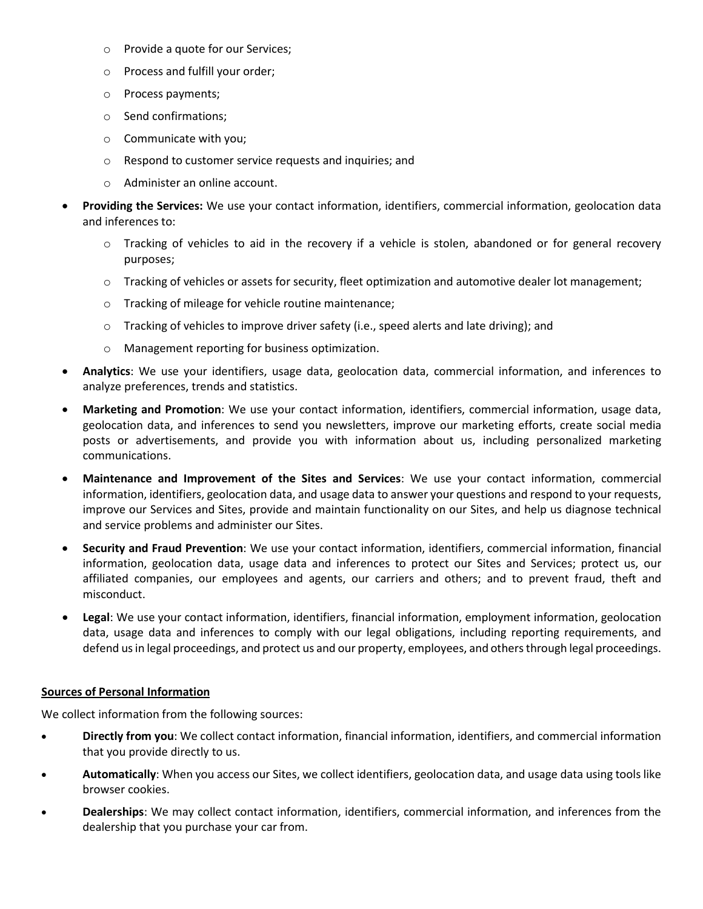- Provide a quote for our Services;
  - Process and fulfill your order;
  - Process payments;
  - Send confirmations;
  - Communicate with you;
  - Respond to customer service requests and inquiries; and
  - Administer an online account.
- **Providing the Services:** We use your contact information, identifiers, commercial information, geolocation data and inferences to:
  - Tracking of vehicles to aid in the recovery if a vehicle is stolen, abandoned or for general recovery purposes;
  - Tracking of vehicles or assets for security, fleet optimization and automotive dealer lot management;
  - Tracking of mileage for vehicle routine maintenance;
  - Tracking of vehicles to improve driver safety (i.e., speed alerts and late driving); and
  - Management reporting for business optimization.
- **Analytics**: We use your identifiers, usage data, geolocation data, commercial information, and inferences to analyze preferences, trends and statistics.
- **Marketing and Promotion**: We use your contact information, identifiers, commercial information, usage data, geolocation data, and inferences to send you newsletters, improve our marketing efforts, create social media posts or advertisements, and provide you with information about us, including personalized marketing communications.
- **Maintenance and Improvement of the Sites and Services**: We use your contact information, commercial information, identifiers, geolocation data, and usage data to answer your questions and respond to your requests, improve our Services and Sites, provide and maintain functionality on our Sites, and help us diagnose technical and service problems and administer our Sites.
- **Security and Fraud Prevention**: We use your contact information, identifiers, commercial information, financial information, geolocation data, usage data and inferences to protect our Sites and Services; protect us, our affiliated companies, our employees and agents, our carriers and others; and to prevent fraud, theft and misconduct.
- **Legal**: We use your contact information, identifiers, financial information, employment information, geolocation data, usage data and inferences to comply with our legal obligations, including reporting requirements, and defend us in legal proceedings, and protect us and our property, employees, and others through legal proceedings.

**<u>Sources of Personal Information</u>**

We collect information from the following sources:

- **Directly from you**: We collect contact information, financial information, identifiers, and commercial information that you provide directly to us.
- **Automatically**: When you access our Sites, we collect identifiers, geolocation data, and usage data using tools like browser cookies.
- **Dealerships**: We may collect contact information, identifiers, commercial information, and inferences from the dealership that you purchase your car from.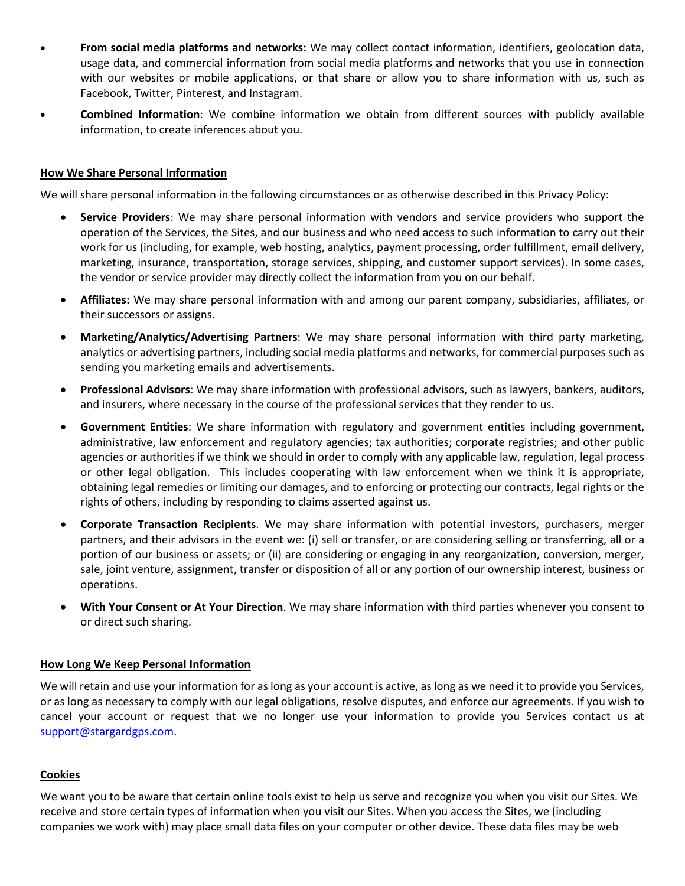- **From social media platforms and networks:** We may collect contact information, identifiers, geolocation data, usage data, and commercial information from social media platforms and networks that you use in connection with our websites or mobile applications, or that share or allow you to share information with us, such as Facebook, Twitter, Pinterest, and Instagram.
- **Combined Information**: We combine information we obtain from different sources with publicly available information, to create inferences about you.

**How We Share Personal Information**

We will share personal information in the following circumstances or as otherwise described in this Privacy Policy:

- **Service Providers**: We may share personal information with vendors and service providers who support the operation of the Services, the Sites, and our business and who need access to such information to carry out their work for us (including, for example, web hosting, analytics, payment processing, order fulfillment, email delivery, marketing, insurance, transportation, storage services, shipping, and customer support services). In some cases, the vendor or service provider may directly collect the information from you on our behalf.
- **Affiliates:** We may share personal information with and among our parent company, subsidiaries, affiliates, or their successors or assigns.
- **Marketing/Analytics/Advertising Partners**: We may share personal information with third party marketing, analytics or advertising partners, including social media platforms and networks, for commercial purposes such as sending you marketing emails and advertisements.
- **Professional Advisors**: We may share information with professional advisors, such as lawyers, bankers, auditors, and insurers, where necessary in the course of the professional services that they render to us.
- **Government Entities**: We share information with regulatory and government entities including government, administrative, law enforcement and regulatory agencies; tax authorities; corporate registries; and other public agencies or authorities if we think we should in order to comply with any applicable law, regulation, legal process or other legal obligation. This includes cooperating with law enforcement when we think it is appropriate, obtaining legal remedies or limiting our damages, and to enforcing or protecting our contracts, legal rights or the rights of others, including by responding to claims asserted against us.
- **Corporate Transaction Recipients**. We may share information with potential investors, purchasers, merger partners, and their advisors in the event we: (i) sell or transfer, or are considering selling or transferring, all or a portion of our business or assets; or (ii) are considering or engaging in any reorganization, conversion, merger, sale, joint venture, assignment, transfer or disposition of all or any portion of our ownership interest, business or operations.
- **With Your Consent or At Your Direction**. We may share information with third parties whenever you consent to or direct such sharing.

**How Long We Keep Personal Information**

We will retain and use your information for as long as your account is active, as long as we need it to provide you Services, or as long as necessary to comply with our legal obligations, resolve disputes, and enforce our agreements. If you wish to cancel your account or request that we no longer use your information to provide you Services contact us at support@stargardgps.com.

**Cookies**

We want you to be aware that certain online tools exist to help us serve and recognize you when you visit our Sites. We receive and store certain types of information when you visit our Sites. When you access the Sites, we (including companies we work with) may place small data files on your computer or other device. These data files may be web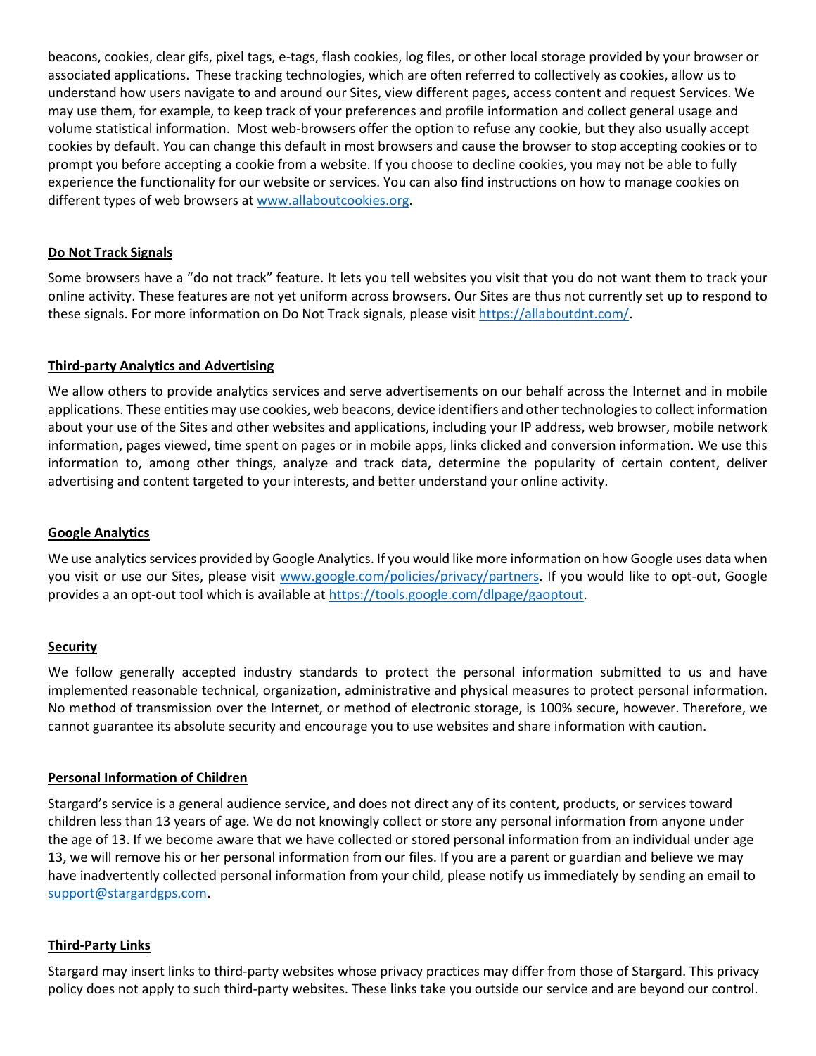beacons, cookies, clear gifs, pixel tags, e-tags, flash cookies, log files, or other local storage provided by your browser or associated applications. These tracking technologies, which are often referred to collectively as cookies, allow us to understand how users navigate to and around our Sites, view different pages, access content and request Services. We may use them, for example, to keep track of your preferences and profile information and collect general usage and volume statistical information. Most web-browsers offer the option to refuse any cookie, but they also usually accept cookies by default. You can change this default in most browsers and cause the browser to stop accepting cookies or to prompt you before accepting a cookie from a website. If you choose to decline cookies, you may not be able to fully experience the functionality for our website or services. You can also find instructions on how to manage cookies on different types of web browsers at [www.allaboutcookies.org](http://www.allaboutcookies.org).

**Do Not Track Signals**

Some browsers have a "do not track" feature. It lets you tell websites you visit that you do not want them to track your online activity. These features are not yet uniform across browsers. Our Sites are thus not currently set up to respond to these signals. For more information on Do Not Track signals, please visit [https://allaboutdnt.com/](https://allaboutdnt.com/).

**Third-party Analytics and Advertising**

We allow others to provide analytics services and serve advertisements on our behalf across the Internet and in mobile applications. These entities may use cookies, web beacons, device identifiers and other technologies to collect information about your use of the Sites and other websites and applications, including your IP address, web browser, mobile network information, pages viewed, time spent on pages or in mobile apps, links clicked and conversion information. We use this information to, among other things, analyze and track data, determine the popularity of certain content, deliver advertising and content targeted to your interests, and better understand your online activity.

**Google Analytics**

We use analytics services provided by Google Analytics. If you would like more information on how Google uses data when you visit or use our Sites, please visit [www.google.com/policies/privacy/partners](http://www.google.com/policies/privacy/partners). If you would like to opt-out, Google provides a an opt-out tool which is available at [https://tools.google.com/dlpage/gaoptout](https://tools.google.com/dlpage/gaoptout).

**Security**

We follow generally accepted industry standards to protect the personal information submitted to us and have implemented reasonable technical, organization, administrative and physical measures to protect personal information. No method of transmission over the Internet, or method of electronic storage, is 100% secure, however. Therefore, we cannot guarantee its absolute security and encourage you to use websites and share information with caution.

**Personal Information of Children**

Stargard's service is a general audience service, and does not direct any of its content, products, or services toward children less than 13 years of age. We do not knowingly collect or store any personal information from anyone under the age of 13. If we become aware that we have collected or stored personal information from an individual under age 13, we will remove his or her personal information from our files. If you are a parent or guardian and believe we may have inadvertently collected personal information from your child, please notify us immediately by sending an email to [support@stargardgps.com](mailto:support@stargardgps.com).

**Third-Party Links**

Stargard may insert links to third-party websites whose privacy practices may differ from those of Stargard. This privacy policy does not apply to such third-party websites. These links take you outside our service and are beyond our control.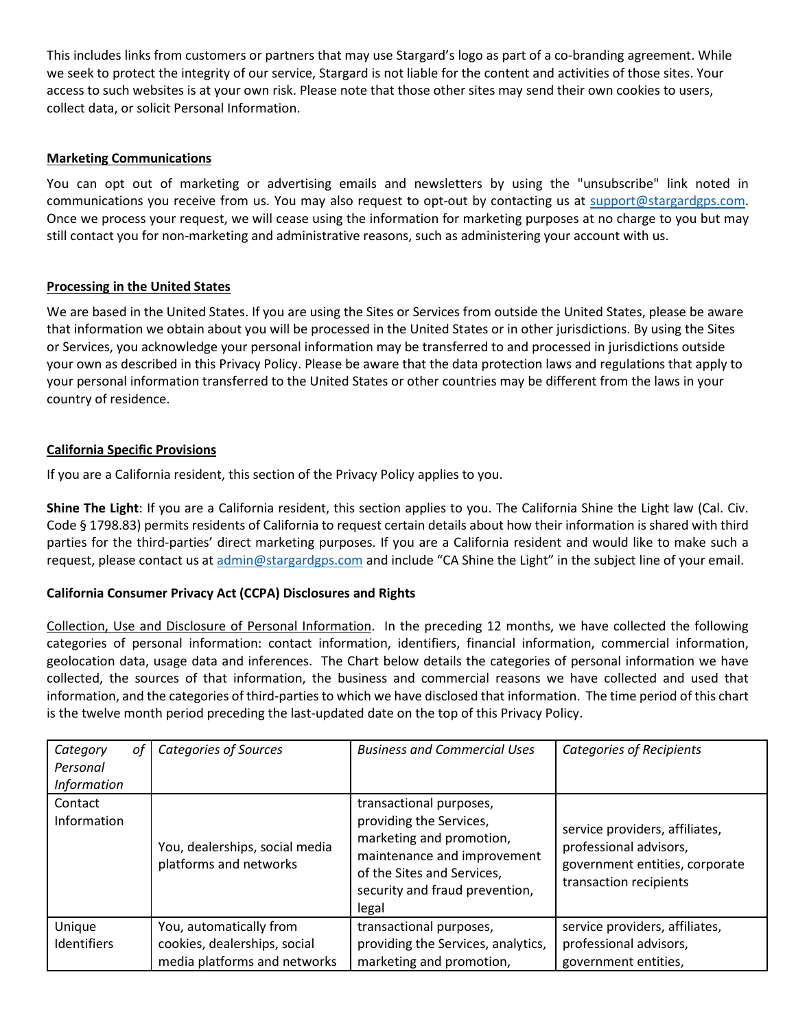This includes links from customers or partners that may use Stargard's logo as part of a co-branding agreement. While we seek to protect the integrity of our service, Stargard is not liable for the content and activities of those sites. Your access to such websites is at your own risk. Please note that those other sites may send their own cookies to users, collect data, or solicit Personal Information.

**Marketing Communications**

You can opt out of marketing or advertising emails and newsletters by using the "unsubscribe" link noted in communications you receive from us. You may also request to opt-out by contacting us at support@stargardgps.com. Once we process your request, we will cease using the information for marketing purposes at no charge to you but may still contact you for non-marketing and administrative reasons, such as administering your account with us.

**Processing in the United States**

We are based in the United States. If you are using the Sites or Services from outside the United States, please be aware that information we obtain about you will be processed in the United States or in other jurisdictions. By using the Sites or Services, you acknowledge your personal information may be transferred to and processed in jurisdictions outside your own as described in this Privacy Policy. Please be aware that the data protection laws and regulations that apply to your personal information transferred to the United States or other countries may be different from the laws in your country of residence.

**California Specific Provisions**

If you are a California resident, this section of the Privacy Policy applies to you.

**Shine The Light**: If you are a California resident, this section applies to you. The California Shine the Light law (Cal. Civ. Code § 1798.83) permits residents of California to request certain details about how their information is shared with third parties for the third-parties' direct marketing purposes. If you are a California resident and would like to make such a request, please contact us at admin@stargardgps.com and include "CA Shine the Light" in the subject line of your email.

**California Consumer Privacy Act (CCPA) Disclosures and Rights**

Collection, Use and Disclosure of Personal Information. In the preceding 12 months, we have collected the following categories of personal information: contact information, identifiers, financial information, commercial information, geolocation data, usage data and inferences. The Chart below details the categories of personal information we have collected, the sources of that information, the business and commercial reasons we have collected and used that information, and the categories of third-parties to which we have disclosed that information. The time period of this chart is the twelve month period preceding the last-updated date on the top of this Privacy Policy.

| *Category of Personal Information* | *Categories of Sources* | *Business and Commercial Uses* | *Categories of Recipients* |
|---|---|---|---|
| Contact Information | You, dealerships, social media platforms and networks | transactional purposes, providing the Services, marketing and promotion, maintenance and improvement of the Sites and Services, security and fraud prevention, legal | service providers, affiliates, professional advisors, government entities, corporate transaction recipients |
| Unique Identifiers | You, automatically from cookies, dealerships, social media platforms and networks | transactional purposes, providing the Services, analytics, marketing and promotion, | service providers, affiliates, professional advisors, government entities, |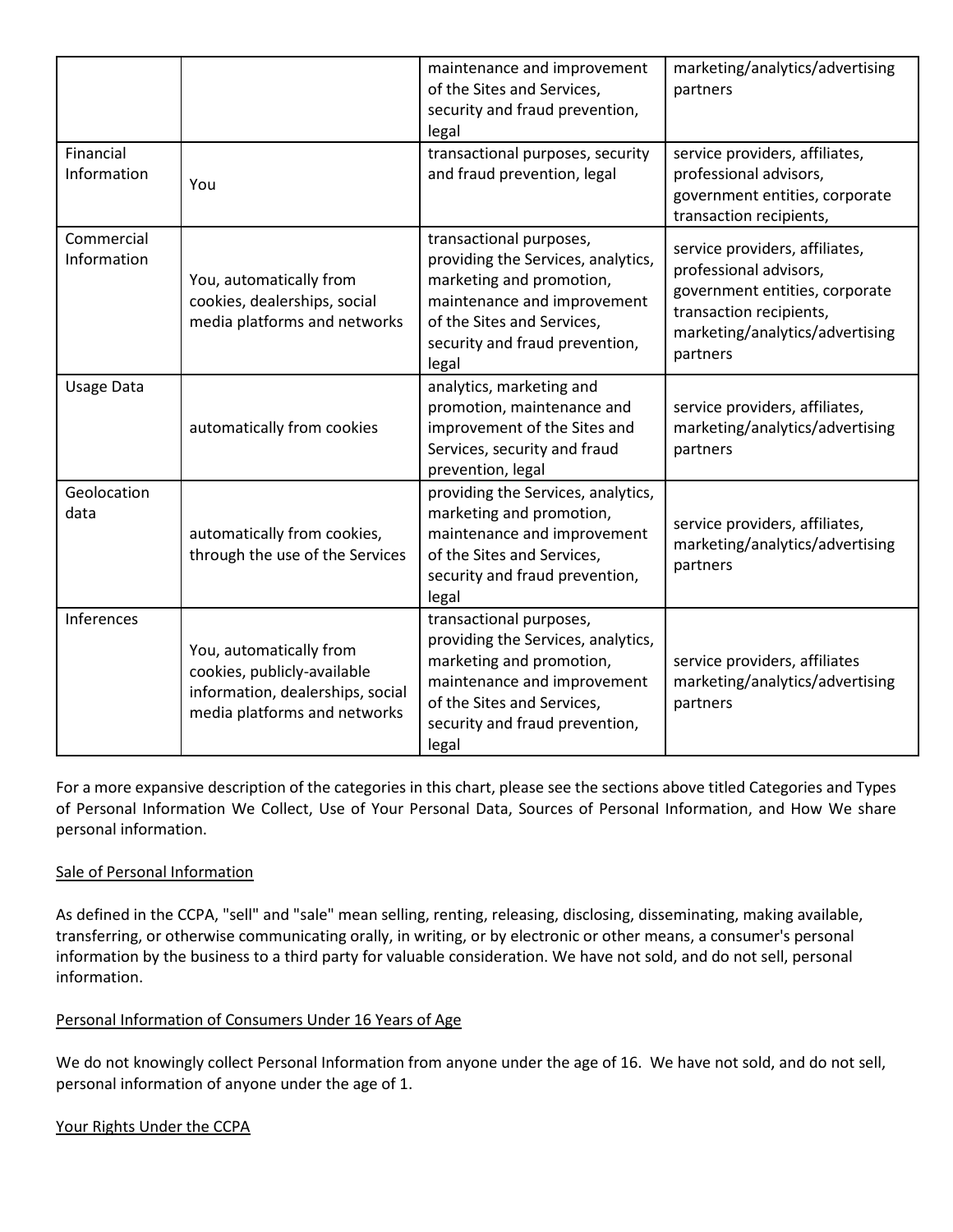| | | maintenance and improvement of the Sites and Services, security and fraud prevention, legal | marketing/analytics/advertising partners |
|---|---|---|---|
| Financial Information | You | transactional purposes, security and fraud prevention, legal | service providers, affiliates, professional advisors, government entities, corporate transaction recipients, |
| Commercial Information | You, automatically from cookies, dealerships, social media platforms and networks | transactional purposes, providing the Services, analytics, marketing and promotion, maintenance and improvement of the Sites and Services, security and fraud prevention, legal | service providers, affiliates, professional advisors, government entities, corporate transaction recipients, marketing/analytics/advertising partners |
| Usage Data | automatically from cookies | analytics, marketing and promotion, maintenance and improvement of the Sites and Services, security and fraud prevention, legal | service providers, affiliates, marketing/analytics/advertising partners |
| Geolocation data | automatically from cookies, through the use of the Services | providing the Services, analytics, marketing and promotion, maintenance and improvement of the Sites and Services, security and fraud prevention, legal | service providers, affiliates, marketing/analytics/advertising partners |
| Inferences | You, automatically from cookies, publicly-available information, dealerships, social media platforms and networks | transactional purposes, providing the Services, analytics, marketing and promotion, maintenance and improvement of the Sites and Services, security and fraud prevention, legal | service providers, affiliates marketing/analytics/advertising partners |

For a more expansive description of the categories in this chart, please see the sections above titled Categories and Types of Personal Information We Collect, Use of Your Personal Data, Sources of Personal Information, and How We share personal information.

Sale of Personal Information

As defined in the CCPA, "sell" and "sale" mean selling, renting, releasing, disclosing, disseminating, making available, transferring, or otherwise communicating orally, in writing, or by electronic or other means, a consumer's personal information by the business to a third party for valuable consideration. We have not sold, and do not sell, personal information.

Personal Information of Consumers Under 16 Years of Age

We do not knowingly collect Personal Information from anyone under the age of 16. We have not sold, and do not sell, personal information of anyone under the age of 1.

Your Rights Under the CCPA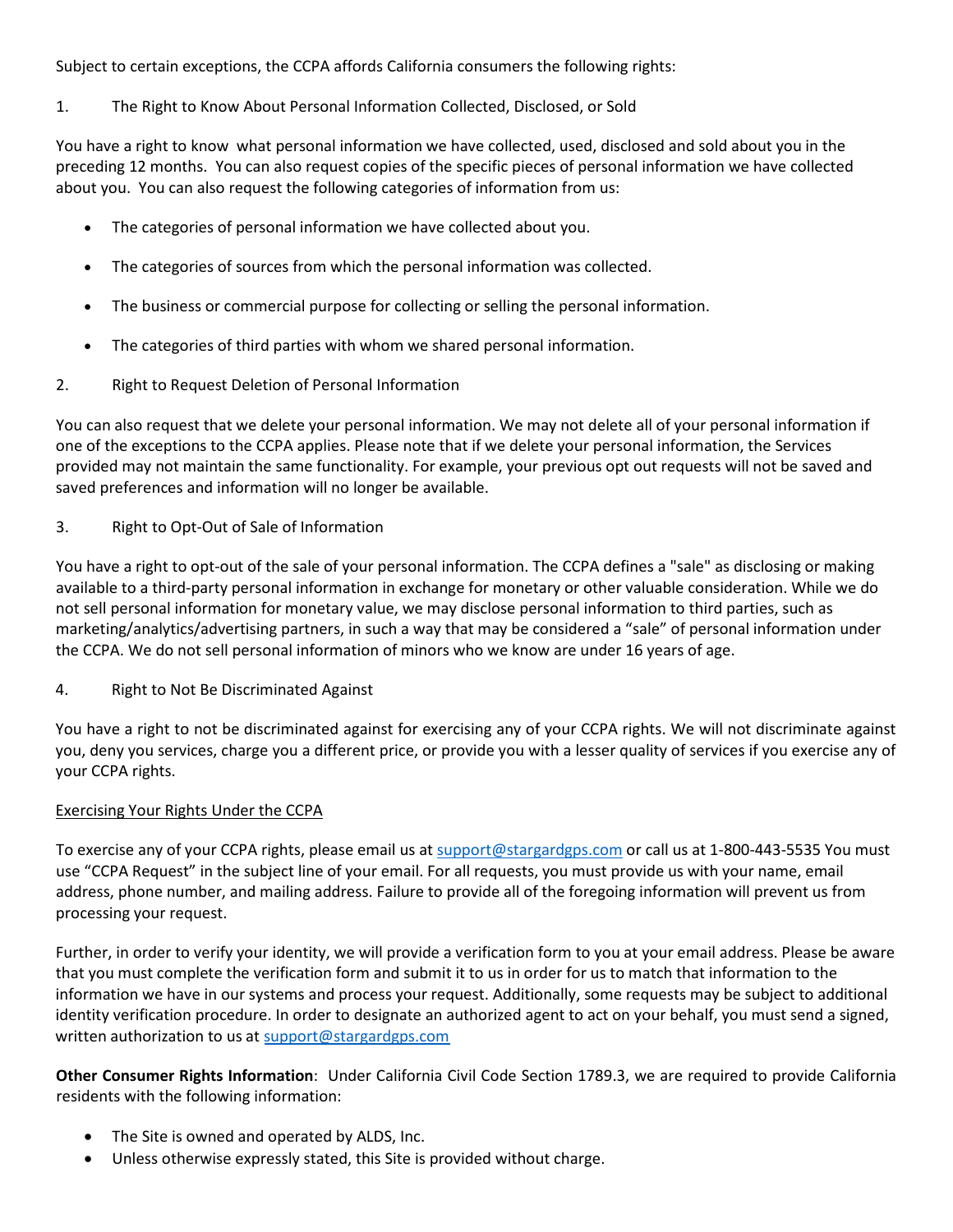Subject to certain exceptions, the CCPA affords California consumers the following rights:

1. The Right to Know About Personal Information Collected, Disclosed, or Sold

You have a right to know what personal information we have collected, used, disclosed and sold about you in the preceding 12 months. You can also request copies of the specific pieces of personal information we have collected about you. You can also request the following categories of information from us:

- The categories of personal information we have collected about you.
- The categories of sources from which the personal information was collected.
- The business or commercial purpose for collecting or selling the personal information.
- The categories of third parties with whom we shared personal information.

2. Right to Request Deletion of Personal Information

You can also request that we delete your personal information. We may not delete all of your personal information if one of the exceptions to the CCPA applies. Please note that if we delete your personal information, the Services provided may not maintain the same functionality. For example, your previous opt out requests will not be saved and saved preferences and information will no longer be available.

3. Right to Opt-Out of Sale of Information

You have a right to opt-out of the sale of your personal information. The CCPA defines a "sale" as disclosing or making available to a third-party personal information in exchange for monetary or other valuable consideration. While we do not sell personal information for monetary value, we may disclose personal information to third parties, such as marketing/analytics/advertising partners, in such a way that may be considered a "sale" of personal information under the CCPA. We do not sell personal information of minors who we know are under 16 years of age.

4. Right to Not Be Discriminated Against

You have a right to not be discriminated against for exercising any of your CCPA rights. We will not discriminate against you, deny you services, charge you a different price, or provide you with a lesser quality of services if you exercise any of your CCPA rights.

Exercising Your Rights Under the CCPA

To exercise any of your CCPA rights, please email us at support@stargardgps.com or call us at 1-800-443-5535 You must use "CCPA Request" in the subject line of your email. For all requests, you must provide us with your name, email address, phone number, and mailing address. Failure to provide all of the foregoing information will prevent us from processing your request.

Further, in order to verify your identity, we will provide a verification form to you at your email address. Please be aware that you must complete the verification form and submit it to us in order for us to match that information to the information we have in our systems and process your request. Additionally, some requests may be subject to additional identity verification procedure. In order to designate an authorized agent to act on your behalf, you must send a signed, written authorization to us at support@stargardgps.com

**Other Consumer Rights Information**: Under California Civil Code Section 1789.3, we are required to provide California residents with the following information:

- The Site is owned and operated by ALDS, Inc.
- Unless otherwise expressly stated, this Site is provided without charge.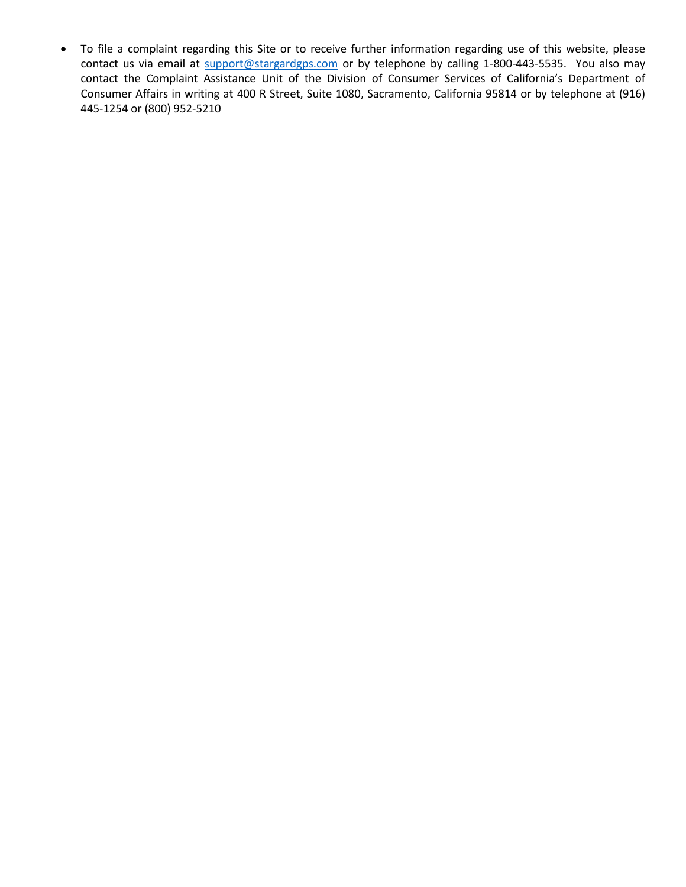- To file a complaint regarding this Site or to receive further information regarding use of this website, please contact us via email at support@stargardgps.com or by telephone by calling 1-800-443-5535. You also may contact the Complaint Assistance Unit of the Division of Consumer Services of California's Department of Consumer Affairs in writing at 400 R Street, Suite 1080, Sacramento, California 95814 or by telephone at (916) 445-1254 or (800) 952-5210